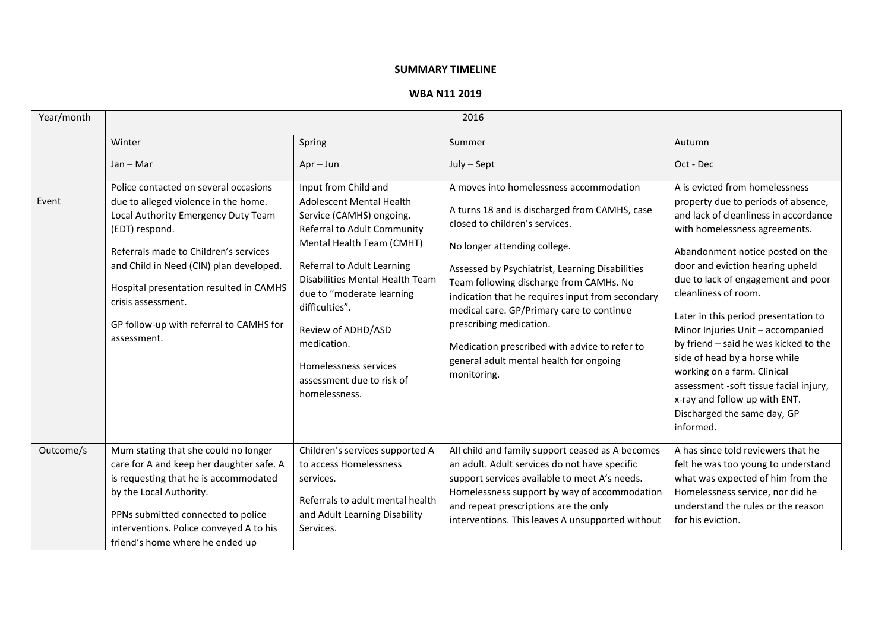## SUMMARY TIMELINE

## WBA N11 2019

| Year/month | 2016 | | | |
|---|---|---|---|---|
| | Winter<br><br>Jan – Mar | Spring<br><br>Apr – Jun | Summer<br><br>July – Sept | Autumn<br><br>Oct - Dec |
| Event | Police contacted on several occasions due to alleged violence in the home. Local Authority Emergency Duty Team (EDT) respond.<br><br>Referrals made to Children's services and Child in Need (CIN) plan developed.<br><br>Hospital presentation resulted in CAMHS crisis assessment.<br><br>GP follow-up with referral to CAMHS for assessment. | Input from Child and Adolescent Mental Health Service (CAMHS) ongoing. Referral to Adult Community Mental Health Team (CMHT)<br><br>Referral to Adult Learning Disabilities Mental Health Team due to "moderate learning difficulties".<br><br>Review of ADHD/ASD medication.<br><br>Homelessness services assessment due to risk of homelessness. | A moves into homelessness accommodation<br><br>A turns 18 and is discharged from CAMHS, case closed to children's services.<br><br>No longer attending college.<br><br>Assessed by Psychiatrist, Learning Disabilities Team following discharge from CAMHs. No indication that he requires input from secondary medical care. GP/Primary care to continue prescribing medication.<br><br>Medication prescribed with advice to refer to general adult mental health for ongoing monitoring. | A is evicted from homelessness property due to periods of absence, and lack of cleanliness in accordance with homelessness agreements.<br><br>Abandonment notice posted on the door and eviction hearing upheld due to lack of engagement and poor cleanliness of room.<br><br>Later in this period presentation to Minor Injuries Unit – accompanied by friend – said he was kicked to the side of head by a horse while working on a farm. Clinical assessment -soft tissue facial injury, x-ray and follow up with ENT. Discharged the same day, GP informed. |
| Outcome/s | Mum stating that she could no longer care for A and keep her daughter safe. A is requesting that he is accommodated by the Local Authority.<br><br>PPNs submitted connected to police interventions. Police conveyed A to his friend's home where he ended up | Children's services supported A to access Homelessness services.<br><br>Referrals to adult mental health and Adult Learning Disability Services. | All child and family support ceased as A becomes an adult. Adult services do not have specific support services available to meet A's needs. Homelessness support by way of accommodation and repeat prescriptions are the only interventions. This leaves A unsupported without | A has since told reviewers that he felt he was too young to understand what was expected of him from the Homelessness service, nor did he understand the rules or the reason for his eviction. |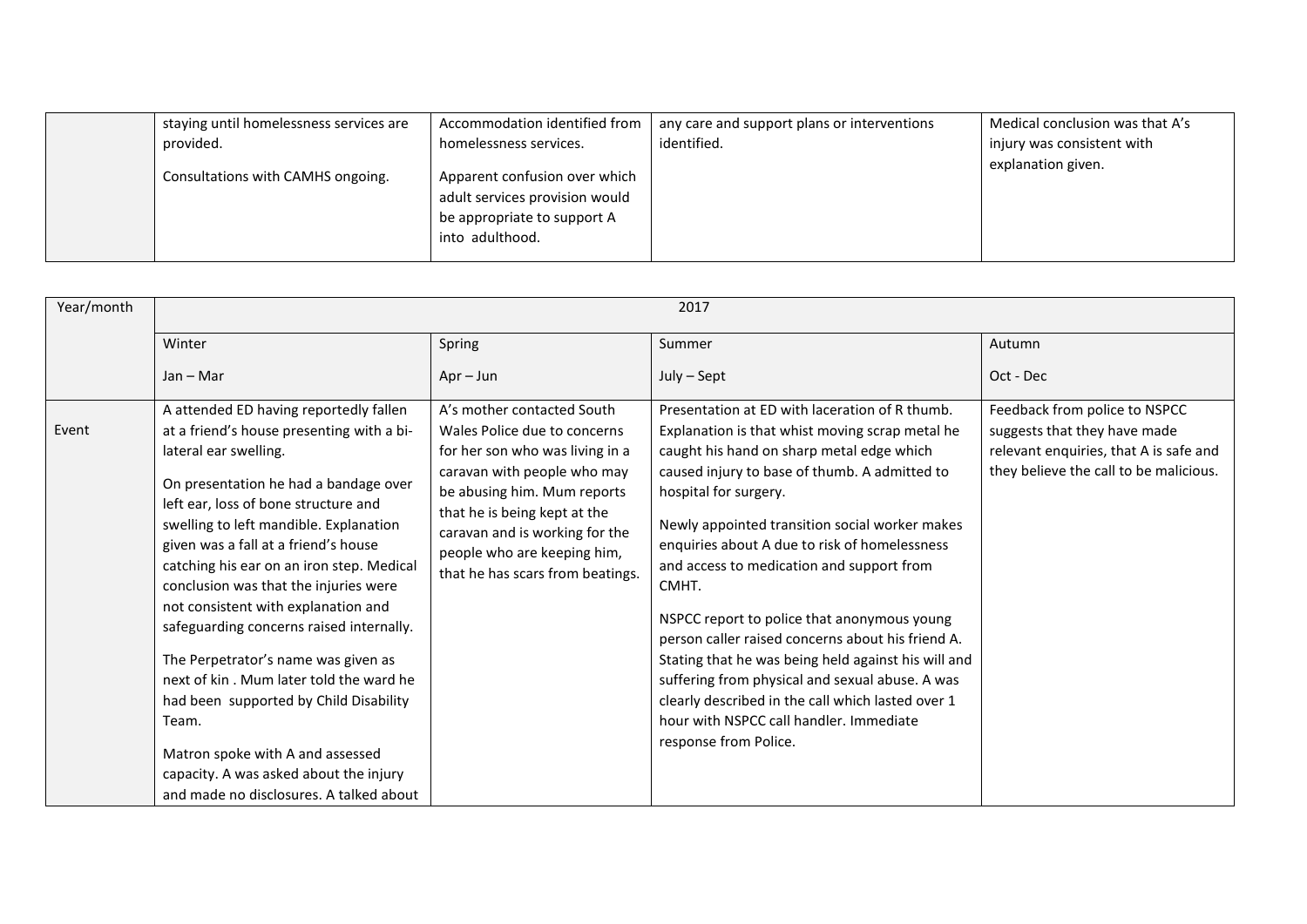| | staying until homelessness services are provided.<br><br>Consultations with CAMHS ongoing. | Accommodation identified from homelessness services.<br><br>Apparent confusion over which adult services provision would be appropriate to support A into adulthood. | any care and support plans or interventions identified. | Medical conclusion was that A's injury was consistent with explanation given. |
|---|---|---|---|---|

| Year/month | 2017 | | | |
|---|---|---|---|---|
| | Winter<br><br>Jan – Mar | Spring<br><br>Apr – Jun | Summer<br><br>July – Sept | Autumn<br><br>Oct - Dec |
| Event | A attended ED having reportedly fallen at a friend's house presenting with a bi-lateral ear swelling.<br><br>On presentation he had a bandage over left ear, loss of bone structure and swelling to left mandible. Explanation given was a fall at a friend's house catching his ear on an iron step. Medical conclusion was that the injuries were not consistent with explanation and safeguarding concerns raised internally.<br><br>The Perpetrator's name was given as next of kin . Mum later told the ward he had been supported by Child Disability Team.<br><br>Matron spoke with A and assessed capacity. A was asked about the injury and made no disclosures. A talked about | A's mother contacted South Wales Police due to concerns for her son who was living in a caravan with people who may be abusing him. Mum reports that he is being kept at the caravan and is working for the people who are keeping him, that he has scars from beatings. | Presentation at ED with laceration of R thumb. Explanation is that whist moving scrap metal he caught his hand on sharp metal edge which caused injury to base of thumb. A admitted to hospital for surgery.<br><br>Newly appointed transition social worker makes enquiries about A due to risk of homelessness and access to medication and support from CMHT.<br><br>NSPCC report to police that anonymous young person caller raised concerns about his friend A. Stating that he was being held against his will and suffering from physical and sexual abuse. A was clearly described in the call which lasted over 1 hour with NSPCC call handler. Immediate response from Police. | Feedback from police to NSPCC suggests that they have made relevant enquiries, that A is safe and they believe the call to be malicious. |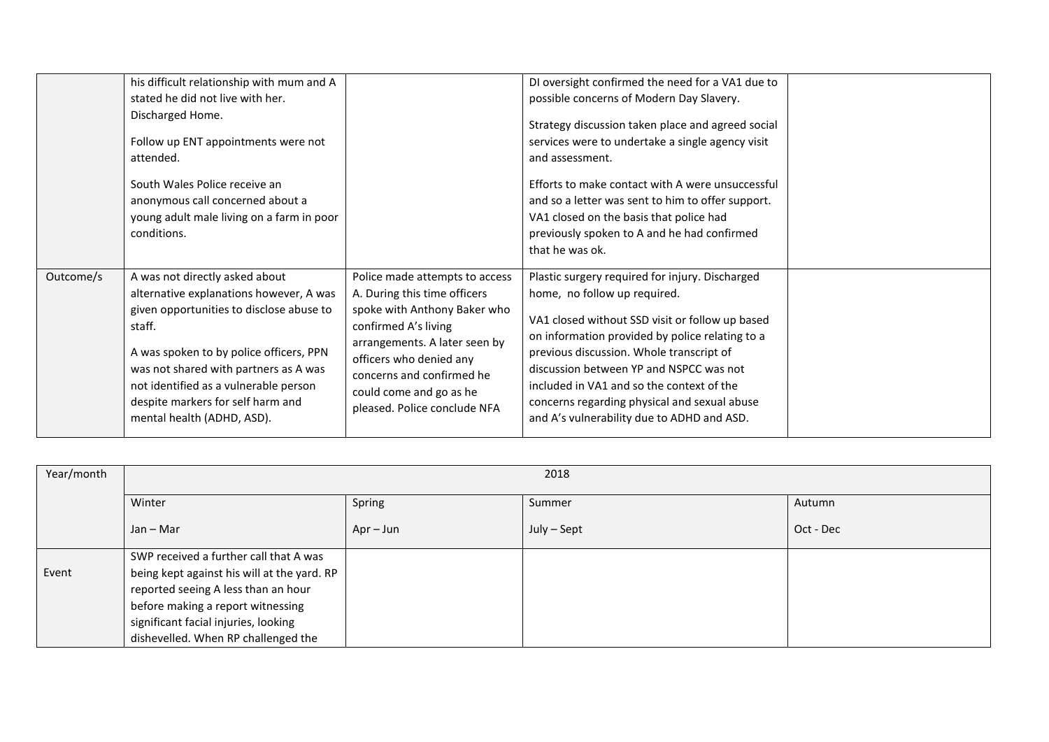|  | his difficult relationship with mum and A stated he did not live with her.<br><br>Discharged Home.<br><br>Follow up ENT appointments were not attended.<br><br>South Wales Police receive an anonymous call concerned about a young adult male living on a farm in poor conditions. |  | DI oversight confirmed the need for a VA1 due to possible concerns of Modern Day Slavery.<br><br>Strategy discussion taken place and agreed social services were to undertake a single agency visit and assessment.<br><br>Efforts to make contact with A were unsuccessful and so a letter was sent to him to offer support. VA1 closed on the basis that police had previously spoken to A and he had confirmed that he was ok. |  |
|---|---|---|---|---|
| Outcome/s | A was not directly asked about alternative explanations however, A was given opportunities to disclose abuse to staff.<br><br>A was spoken to by police officers, PPN was not shared with partners as A was not identified as a vulnerable person despite markers for self harm and mental health (ADHD, ASD). | Police made attempts to access A. During this time officers spoke with Anthony Baker who confirmed A's living arrangements. A later seen by officers who denied any concerns and confirmed he could come and go as he pleased. Police conclude NFA | Plastic surgery required for injury. Discharged home, no follow up required.<br><br>VA1 closed without SSD visit or follow up based on information provided by police relating to a previous discussion. Whole transcript of discussion between YP and NSPCC was not included in VA1 and so the context of the concerns regarding physical and sexual abuse and A's vulnerability due to ADHD and ASD. |  |

| Year/month | 2018 | | | |
|---|---|---|---|---|
|  | Winter<br><br>Jan – Mar | Spring<br><br>Apr – Jun | Summer<br><br>July – Sept | Autumn<br><br>Oct - Dec |
| Event | SWP received a further call that A was being kept against his will at the yard. RP reported seeing A less than an hour before making a report witnessing significant facial injuries, looking dishevelled. When RP challenged the |  |  |  |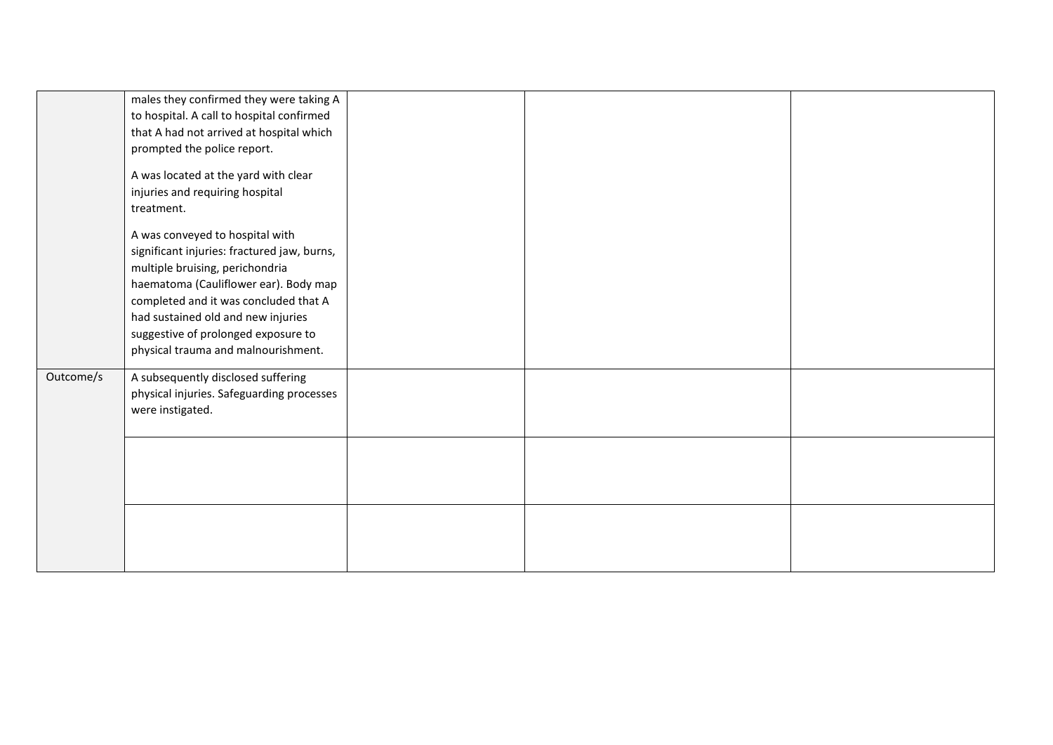| | | | | |
|---|---|---|---|---|
| | males they confirmed they were taking A to hospital. A call to hospital confirmed that A had not arrived at hospital which prompted the police report.<br><br>A was located at the yard with clear injuries and requiring hospital treatment.<br><br>A was conveyed to hospital with significant injuries: fractured jaw, burns, multiple bruising, perichondria haematoma (Cauliflower ear). Body map completed and it was concluded that A had sustained old and new injuries suggestive of prolonged exposure to physical trauma and malnourishment. | | | |
| Outcome/s | A subsequently disclosed suffering physical injuries. Safeguarding processes were instigated. | | | |
| | | | | |
| | | | | |